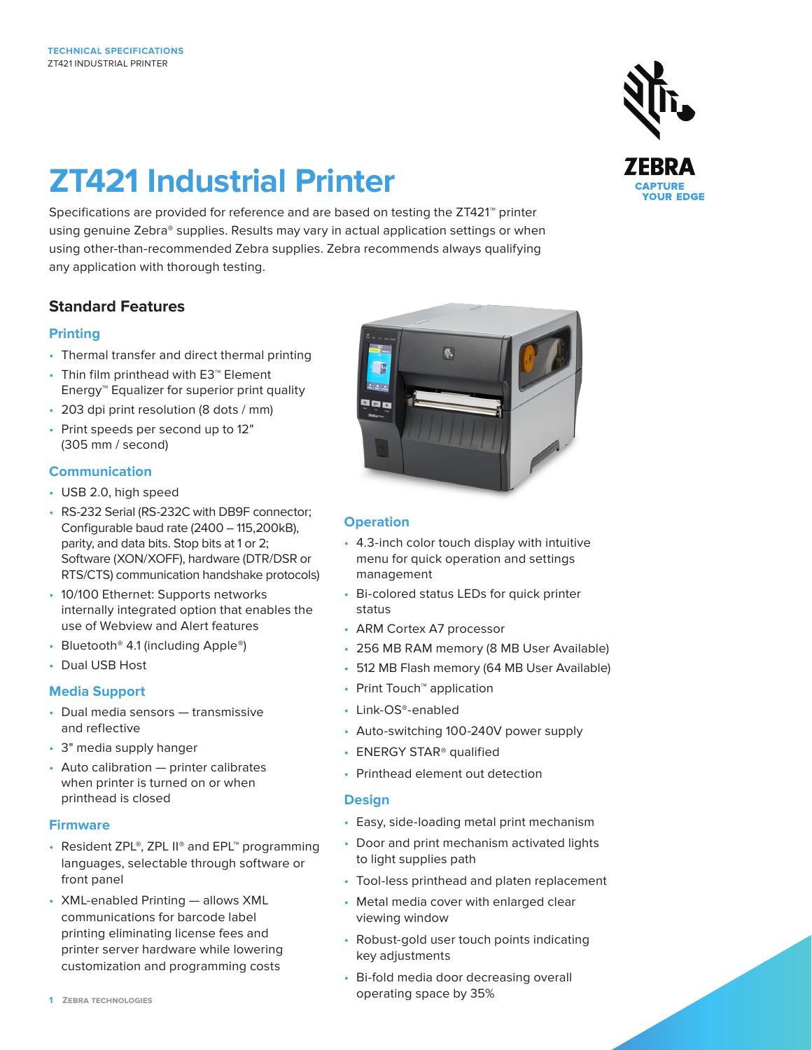TECHNICAL SPECIFICATIONS
ZT421 INDUSTRIAL PRINTER

# ZT421 Industrial Printer

Specifications are provided for reference and are based on testing the ZT421™ printer using genuine Zebra® supplies. Results may vary in actual application settings or when using other-than-recommended Zebra supplies. Zebra recommends always qualifying any application with thorough testing.

## Standard Features

### Printing

- Thermal transfer and direct thermal printing
- Thin film printhead with E3™ Element Energy™ Equalizer for superior print quality
- 203 dpi print resolution (8 dots / mm)
- Print speeds per second up to 12" (305 mm / second)

### Communication

- USB 2.0, high speed
- RS-232 Serial (RS-232C with DB9F connector; Configurable baud rate (2400 – 115,200kB), parity, and data bits. Stop bits at 1 or 2; Software (XON/XOFF), hardware (DTR/DSR or RTS/CTS) communication handshake protocols)
- 10/100 Ethernet: Supports networks internally integrated option that enables the use of Webview and Alert features
- Bluetooth® 4.1 (including Apple®)
- Dual USB Host

### Media Support

- Dual media sensors — transmissive and reflective
- 3" media supply hanger
- Auto calibration — printer calibrates when printer is turned on or when printhead is closed

### Firmware

- Resident ZPL®, ZPL II® and EPL™ programming languages, selectable through software or front panel
- XML-enabled Printing — allows XML communications for barcode label printing eliminating license fees and printer server hardware while lowering customization and programming costs

### Operation

- 4.3-inch color touch display with intuitive menu for quick operation and settings management
- Bi-colored status LEDs for quick printer status
- ARM Cortex A7 processor
- 256 MB RAM memory (8 MB User Available)
- 512 MB Flash memory (64 MB User Available)
- Print Touch™ application
- Link-OS®-enabled
- Auto-switching 100-240V power supply
- ENERGY STAR® qualified
- Printhead element out detection

### Design

- Easy, side-loading metal print mechanism
- Door and print mechanism activated lights to light supplies path
- Tool-less printhead and platen replacement
- Metal media cover with enlarged clear viewing window
- Robust-gold user touch points indicating key adjustments
- Bi-fold media door decreasing overall operating space by 35%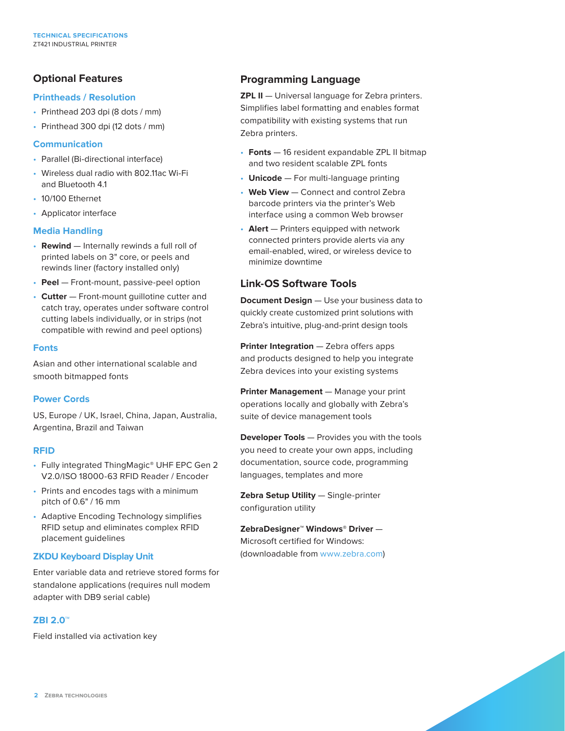## Optional Features

### Printheads / Resolution

- Printhead 203 dpi (8 dots / mm)
- Printhead 300 dpi (12 dots / mm)

### Communication

- Parallel (Bi-directional interface)
- Wireless dual radio with 802.11ac Wi-Fi and Bluetooth 4.1
- 10/100 Ethernet
- Applicator interface

### Media Handling

- **Rewind** — Internally rewinds a full roll of printed labels on 3" core, or peels and rewinds liner (factory installed only)
- **Peel** — Front-mount, passive-peel option
- **Cutter** — Front-mount guillotine cutter and catch tray, operates under software control cutting labels individually, or in strips (not compatible with rewind and peel options)

### Fonts

Asian and other international scalable and smooth bitmapped fonts

### Power Cords

US, Europe / UK, Israel, China, Japan, Australia, Argentina, Brazil and Taiwan

### RFID

- Fully integrated ThingMagic® UHF EPC Gen 2 V2.0/ISO 18000-63 RFID Reader / Encoder
- Prints and encodes tags with a minimum pitch of 0.6" / 16 mm
- Adaptive Encoding Technology simplifies RFID setup and eliminates complex RFID placement guidelines

### ZKDU Keyboard Display Unit

Enter variable data and retrieve stored forms for standalone applications (requires null modem adapter with DB9 serial cable)

### ZBI 2.0™

Field installed via activation key

## Programming Language

**ZPL II** — Universal language for Zebra printers. Simplifies label formatting and enables format compatibility with existing systems that run Zebra printers.

- **Fonts** — 16 resident expandable ZPL II bitmap and two resident scalable ZPL fonts
- **Unicode** — For multi-language printing
- **Web View** — Connect and control Zebra barcode printers via the printer's Web interface using a common Web browser
- **Alert** — Printers equipped with network connected printers provide alerts via any email-enabled, wired, or wireless device to minimize downtime

## Link-OS Software Tools

**Document Design** — Use your business data to quickly create customized print solutions with Zebra's intuitive, plug-and-print design tools

**Printer Integration** — Zebra offers apps and products designed to help you integrate Zebra devices into your existing systems

**Printer Management** — Manage your print operations locally and globally with Zebra's suite of device management tools

**Developer Tools** — Provides you with the tools you need to create your own apps, including documentation, source code, programming languages, templates and more

**Zebra Setup Utility** — Single-printer configuration utility

**ZebraDesigner™ Windows® Driver** — Microsoft certified for Windows: (downloadable from www.zebra.com)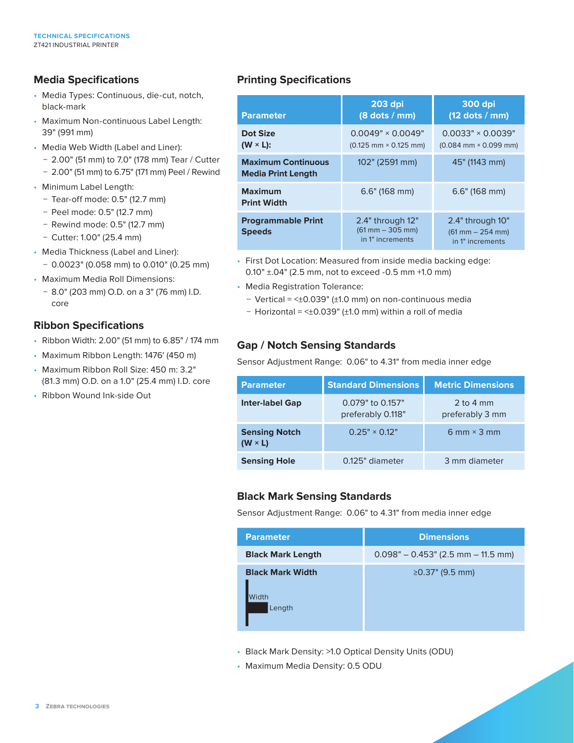## Media Specifications

- Media Types: Continuous, die-cut, notch, black-mark
- Maximum Non-continuous Label Length: 39" (991 mm)
- Media Web Width (Label and Liner):
  - 2.00" (51 mm) to 7.0" (178 mm) Tear / Cutter
  - 2.00" (51 mm) to 6.75" (171 mm) Peel / Rewind
- Minimum Label Length:
  - Tear-off mode: 0.5" (12.7 mm)
  - Peel mode: 0.5" (12.7 mm)
  - Rewind mode: 0.5" (12.7 mm)
  - Cutter: 1.00" (25.4 mm)
- Media Thickness (Label and Liner):
  - 0.0023" (0.058 mm) to 0.010" (0.25 mm)
- Maximum Media Roll Dimensions:
  - 8.0" (203 mm) O.D. on a 3" (76 mm) I.D. core

## Ribbon Specifications

- Ribbon Width: 2.00" (51 mm) to 6.85" / 174 mm
- Maximum Ribbon Length: 1476' (450 m)
- Maximum Ribbon Roll Size: 450 m: 3.2" (81.3 mm) O.D. on a 1.0" (25.4 mm) I.D. core
- Ribbon Wound Ink-side Out

## Printing Specifications

| Parameter | 203 dpi (8 dots / mm) | 300 dpi (12 dots / mm) |
|---|---|---|
| **Dot Size (W × L):** | 0.0049" × 0.0049" (0.125 mm × 0.125 mm) | 0.0033" × 0.0039" (0.084 mm × 0.099 mm) |
| **Maximum Continuous Media Print Length** | 102" (2591 mm) | 45" (1143 mm) |
| **Maximum Print Width** | 6.6" (168 mm) | 6.6" (168 mm) |
| **Programmable Print Speeds** | 2.4" through 12" (61 mm – 305 mm) in 1" increments | 2.4" through 10" (61 mm – 254 mm) in 1" increments |

- First Dot Location: Measured from inside media backing edge: 0.10" ±.04" (2.5 mm, not to exceed -0.5 mm +1.0 mm)
- Media Registration Tolerance:
  - Vertical = <±0.039" (±1.0 mm) on non-continuous media
  - Horizontal = <±0.039" (±1.0 mm) within a roll of media

## Gap / Notch Sensing Standards

Sensor Adjustment Range: 0.06" to 4.31" from media inner edge

| Parameter | Standard Dimensions | Metric Dimensions |
|---|---|---|
| **Inter-label Gap** | 0.079" to 0.157" preferably 0.118" | 2 to 4 mm preferably 3 mm |
| **Sensing Notch (W × L)** | 0.25" × 0.12" | 6 mm × 3 mm |
| **Sensing Hole** | 0.125" diameter | 3 mm diameter |

## Black Mark Sensing Standards

Sensor Adjustment Range: 0.06" to 4.31" from media inner edge

| Parameter | Dimensions |
|---|---|
| **Black Mark Length** | 0.098" – 0.453" (2.5 mm – 11.5 mm) |
| **Black Mark Width** (Width / Length) | ≥0.37" (9.5 mm) |

- Black Mark Density: >1.0 Optical Density Units (ODU)
- Maximum Media Density: 0.5 ODU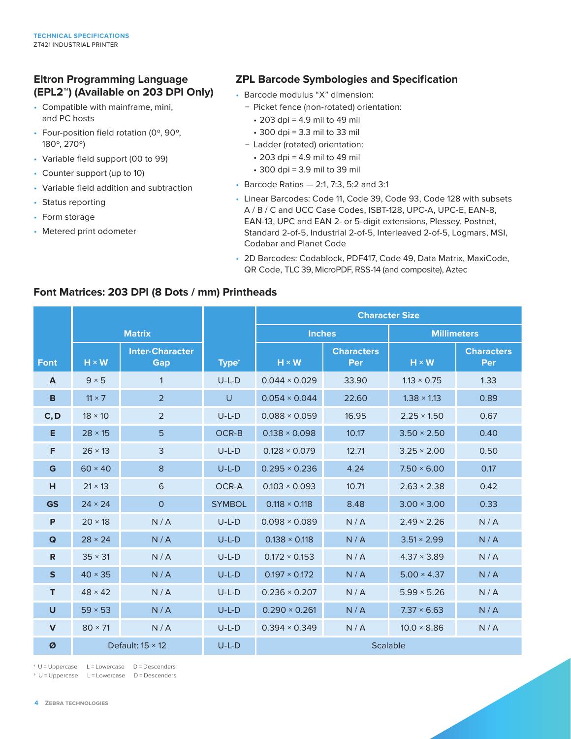## Eltron Programming Language (EPL2™) (Available on 203 DPI Only)

- Compatible with mainframe, mini, and PC hosts
- Four-position field rotation (0º, 90º, 180º, 270º)
- Variable field support (00 to 99)
- Counter support (up to 10)
- Variable field addition and subtraction
- Status reporting
- Form storage
- Metered print odometer

## ZPL Barcode Symbologies and Specification

- Barcode modulus “X” dimension:
  - Picket fence (non-rotated) orientation:
    - 203 dpi = 4.9 mil to 49 mil
    - 300 dpi = 3.3 mil to 33 mil
  - Ladder (rotated) orientation:
    - 203 dpi = 4.9 mil to 49 mil
    - 300 dpi = 3.9 mil to 39 mil
- Barcode Ratios — 2:1, 7:3, 5:2 and 3:1
- Linear Barcodes: Code 11, Code 39, Code 93, Code 128 with subsets A / B / C and UCC Case Codes, ISBT-128, UPC-A, UPC-E, EAN-8, EAN-13, UPC and EAN 2- or 5-digit extensions, Plessey, Postnet, Standard 2-of-5, Industrial 2-of-5, Interleaved 2-of-5, Logmars, MSI, Codabar and Planet Code
- 2D Barcodes: Codablock, PDF417, Code 49, Data Matrix, MaxiCode, QR Code, TLC 39, MicroPDF, RSS-14 (and composite), Aztec

## Font Matrices: 203 DPI (8 Dots / mm) Printheads

| Font | Matrix | | Type† | Character Size | | | |
|---|---|---|---|---|---|---|---|
| | | | | Inches | | Millimeters | |
| | H × W | Inter-Character Gap | | H × W | Characters Per | H × W | Characters Per |
| **A** | 9 × 5 | 1 | U-L-D | 0.044 × 0.029 | 33.90 | 1.13 × 0.75 | 1.33 |
| **B** | 11 × 7 | 2 | U | 0.054 × 0.044 | 22.60 | 1.38 × 1.13 | 0.89 |
| **C, D** | 18 × 10 | 2 | U-L-D | 0.088 × 0.059 | 16.95 | 2.25 × 1.50 | 0.67 |
| **E** | 28 × 15 | 5 | OCR-B | 0.138 × 0.098 | 10.17 | 3.50 × 2.50 | 0.40 |
| **F** | 26 × 13 | 3 | U-L-D | 0.128 × 0.079 | 12.71 | 3.25 × 2.00 | 0.50 |
| **G** | 60 × 40 | 8 | U-L-D | 0.295 × 0.236 | 4.24 | 7.50 × 6.00 | 0.17 |
| **H** | 21 × 13 | 6 | OCR-A | 0.103 × 0.093 | 10.71 | 2.63 × 2.38 | 0.42 |
| **GS** | 24 × 24 | 0 | SYMBOL | 0.118 × 0.118 | 8.48 | 3.00 × 3.00 | 0.33 |
| **P** | 20 × 18 | N / A | U-L-D | 0.098 × 0.089 | N / A | 2.49 × 2.26 | N / A |
| **Q** | 28 × 24 | N / A | U-L-D | 0.138 × 0.118 | N / A | 3.51 × 2.99 | N / A |
| **R** | 35 × 31 | N / A | U-L-D | 0.172 × 0.153 | N / A | 4.37 × 3.89 | N / A |
| **S** | 40 × 35 | N / A | U-L-D | 0.197 × 0.172 | N / A | 5.00 × 4.37 | N / A |
| **T** | 48 × 42 | N / A | U-L-D | 0.236 × 0.207 | N / A | 5.99 × 5.26 | N / A |
| **U** | 59 × 53 | N / A | U-L-D | 0.290 × 0.261 | N / A | 7.37 × 6.63 | N / A |
| **V** | 80 × 71 | N / A | U-L-D | 0.394 × 0.349 | N / A | 10.0 × 8.86 | N / A |
| **Ø** | Default: 15 × 12 | | U-L-D | Scalable | | | |

† U = Uppercase L = Lowercase D = Descenders

† U = Uppercase L = Lowercase D = Descenders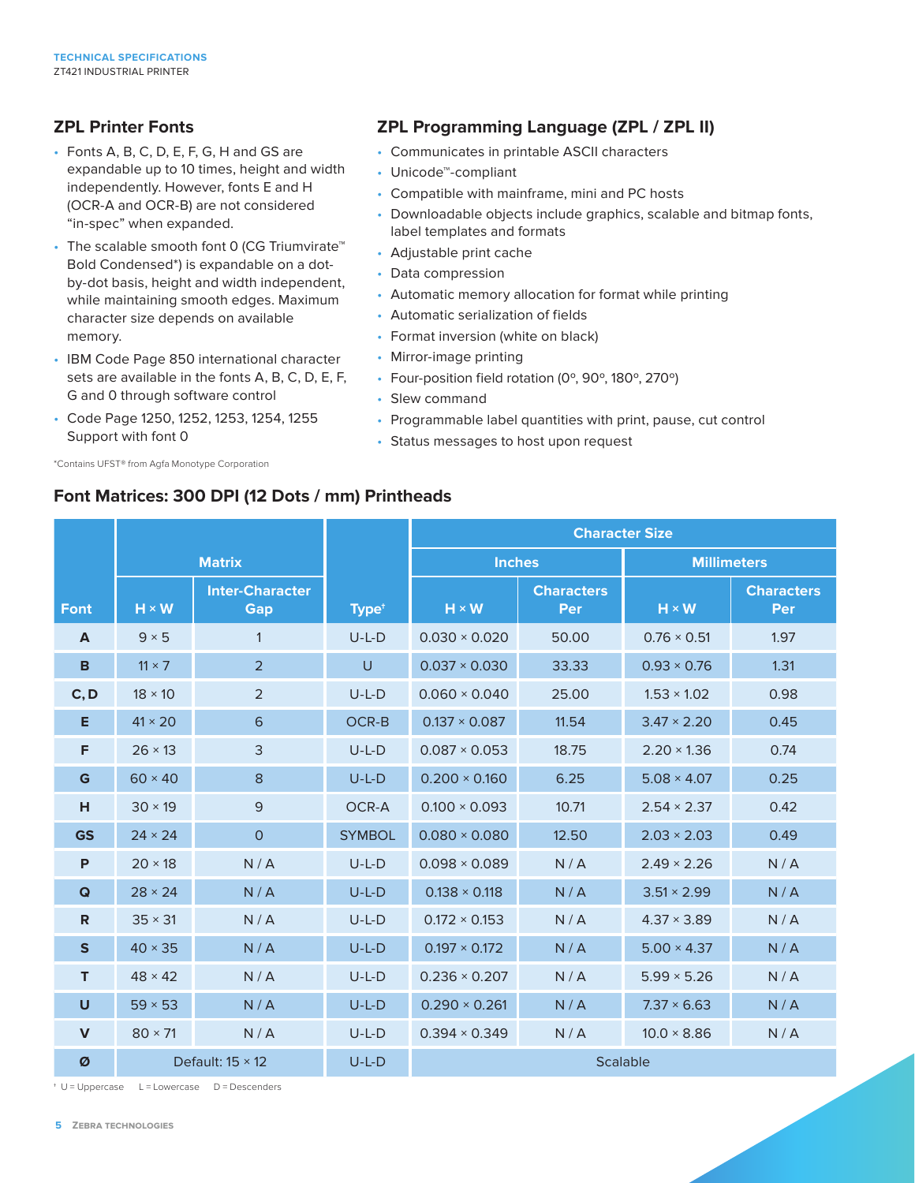## ZPL Printer Fonts

- Fonts A, B, C, D, E, F, G, H and GS are expandable up to 10 times, height and width independently. However, fonts E and H (OCR-A and OCR-B) are not considered "in-spec" when expanded.
- The scalable smooth font 0 (CG Triumvirate™ Bold Condensed*) is expandable on a dot-by-dot basis, height and width independent, while maintaining smooth edges. Maximum character size depends on available memory.
- IBM Code Page 850 international character sets are available in the fonts A, B, C, D, E, F, G and 0 through software control
- Code Page 1250, 1252, 1253, 1254, 1255 Support with font 0

*Contains UFST® from Agfa Monotype Corporation

## ZPL Programming Language (ZPL / ZPL II)

- Communicates in printable ASCII characters
- Unicode™-compliant
- Compatible with mainframe, mini and PC hosts
- Downloadable objects include graphics, scalable and bitmap fonts, label templates and formats
- Adjustable print cache
- Data compression
- Automatic memory allocation for format while printing
- Automatic serialization of fields
- Format inversion (white on black)
- Mirror-image printing
- Four-position field rotation (0º, 90º, 180º, 270º)
- Slew command
- Programmable label quantities with print, pause, cut control
- Status messages to host upon request

## Font Matrices: 300 DPI (12 Dots / mm) Printheads

| Font | Matrix | | Type† | Character Size | | | |
|---|---|---|---|---|---|---|---|
| | | | | Inches | | Millimeters | |
| | H × W | Inter-Character Gap | | H × W | Characters Per | H × W | Characters Per |
| A | 9 × 5 | 1 | U-L-D | 0.030 × 0.020 | 50.00 | 0.76 × 0.51 | 1.97 |
| B | 11 × 7 | 2 | U | 0.037 × 0.030 | 33.33 | 0.93 × 0.76 | 1.31 |
| C, D | 18 × 10 | 2 | U-L-D | 0.060 × 0.040 | 25.00 | 1.53 × 1.02 | 0.98 |
| E | 41 × 20 | 6 | OCR-B | 0.137 × 0.087 | 11.54 | 3.47 × 2.20 | 0.45 |
| F | 26 × 13 | 3 | U-L-D | 0.087 × 0.053 | 18.75 | 2.20 × 1.36 | 0.74 |
| G | 60 × 40 | 8 | U-L-D | 0.200 × 0.160 | 6.25 | 5.08 × 4.07 | 0.25 |
| H | 30 × 19 | 9 | OCR-A | 0.100 × 0.093 | 10.71 | 2.54 × 2.37 | 0.42 |
| GS | 24 × 24 | 0 | SYMBOL | 0.080 × 0.080 | 12.50 | 2.03 × 2.03 | 0.49 |
| P | 20 × 18 | N / A | U-L-D | 0.098 × 0.089 | N / A | 2.49 × 2.26 | N / A |
| Q | 28 × 24 | N / A | U-L-D | 0.138 × 0.118 | N / A | 3.51 × 2.99 | N / A |
| R | 35 × 31 | N / A | U-L-D | 0.172 × 0.153 | N / A | 4.37 × 3.89 | N / A |
| S | 40 × 35 | N / A | U-L-D | 0.197 × 0.172 | N / A | 5.00 × 4.37 | N / A |
| T | 48 × 42 | N / A | U-L-D | 0.236 × 0.207 | N / A | 5.99 × 5.26 | N / A |
| U | 59 × 53 | N / A | U-L-D | 0.290 × 0.261 | N / A | 7.37 × 6.63 | N / A |
| V | 80 × 71 | N / A | U-L-D | 0.394 × 0.349 | N / A | 10.0 × 8.86 | N / A |
| Ø | Default: 15 × 12 | | U-L-D | Scalable | | | |

† U = Uppercase L = Lowercase D = Descenders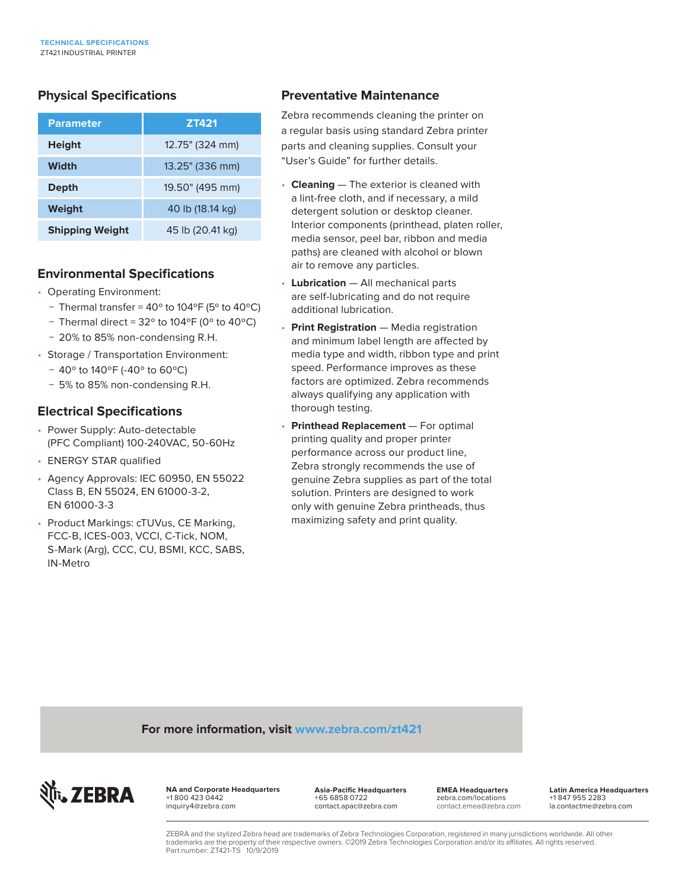## Physical Specifications

| Parameter | ZT421 |
| --- | --- |
| **Height** | 12.75" (324 mm) |
| **Width** | 13.25" (336 mm) |
| **Depth** | 19.50" (495 mm) |
| **Weight** | 40 lb (18.14 kg) |
| **Shipping Weight** | 45 lb (20.41 kg) |

## Environmental Specifications

- Operating Environment:
  - Thermal transfer = 40° to 104°F (5° to 40°C)
  - Thermal direct = 32° to 104°F (0° to 40°C)
  - 20% to 85% non-condensing R.H.
- Storage / Transportation Environment:
  - 40° to 140°F (-40° to 60°C)
  - 5% to 85% non-condensing R.H.

## Electrical Specifications

- Power Supply: Auto-detectable (PFC Compliant) 100-240VAC, 50-60Hz
- ENERGY STAR qualified
- Agency Approvals: IEC 60950, EN 55022 Class B, EN 55024, EN 61000-3-2, EN 61000-3-3
- Product Markings: cTUVus, CE Marking, FCC-B, ICES-003, VCCI, C-Tick, NOM, S-Mark (Arg), CCC, CU, BSMI, KCC, SABS, IN-Metro

## Preventative Maintenance

Zebra recommends cleaning the printer on a regular basis using standard Zebra printer parts and cleaning supplies. Consult your "User's Guide" for further details.

- **Cleaning** — The exterior is cleaned with a lint-free cloth, and if necessary, a mild detergent solution or desktop cleaner. Interior components (printhead, platen roller, media sensor, peel bar, ribbon and media paths) are cleaned with alcohol or blown air to remove any particles.
- **Lubrication** — All mechanical parts are self-lubricating and do not require additional lubrication.
- **Print Registration** — Media registration and minimum label length are affected by media type and width, ribbon type and print speed. Performance improves as these factors are optimized. Zebra recommends always qualifying any application with thorough testing.
- **Printhead Replacement** — For optimal printing quality and proper printer performance across our product line, Zebra strongly recommends the use of genuine Zebra supplies as part of the total solution. Printers are designed to work only with genuine Zebra printheads, thus maximizing safety and print quality.

**For more information, visit www.zebra.com/zt421**

**NA and Corporate Headquarters**
+1 800 423 0442
inquiry4@zebra.com

**Asia-Pacific Headquarters**
+65 6858 0722
contact.apac@zebra.com

**EMEA Headquarters**
zebra.com/locations
contact.emea@zebra.com

**Latin America Headquarters**
+1 847 955 2283
la.contactme@zebra.com

ZEBRA and the stylized Zebra head are trademarks of Zebra Technologies Corporation, registered in many jurisdictions worldwide. All other trademarks are the property of their respective owners. ©2019 Zebra Technologies Corporation and/or its affiliates. All rights reserved.
Part number: ZT421-TS 10/9/2019